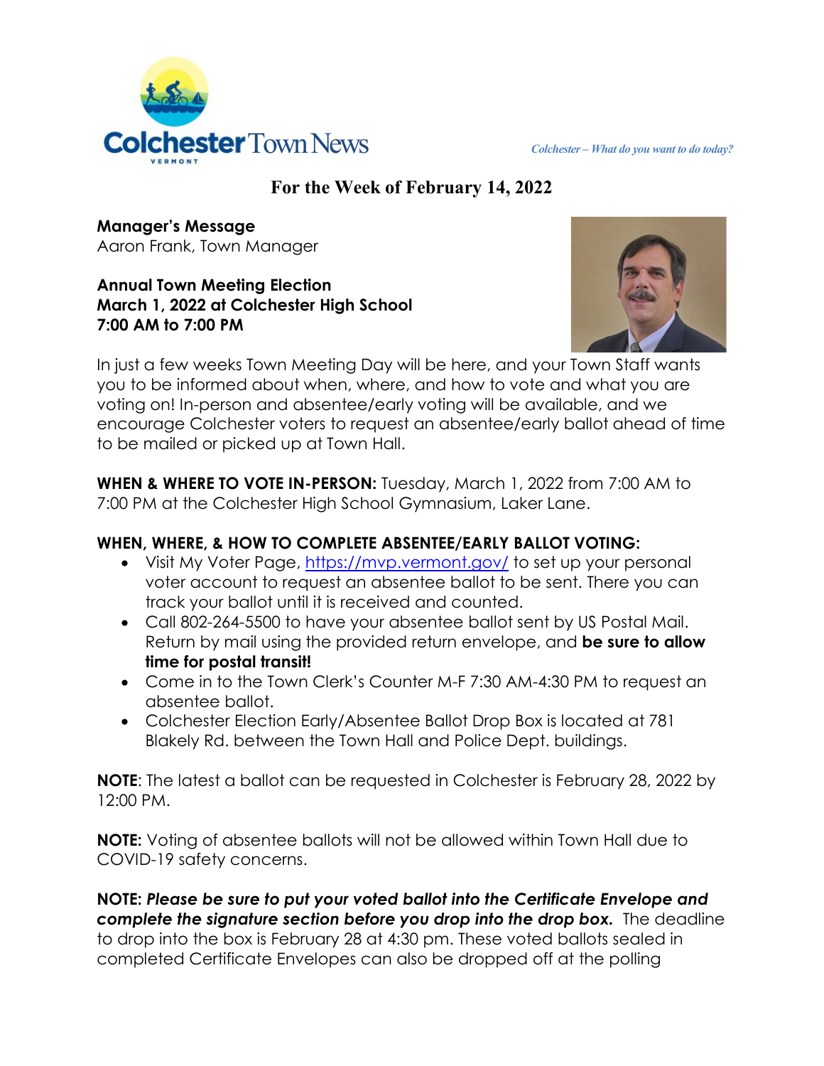# Colchester Town News

*Colchester – What do you want to do today?*

## For the Week of February 14, 2022

**Manager's Message**
Aaron Frank, Town Manager

**Annual Town Meeting Election**
**March 1, 2022 at Colchester High School**
**7:00 AM to 7:00 PM**

In just a few weeks Town Meeting Day will be here, and your Town Staff wants you to be informed about when, where, and how to vote and what you are voting on! In-person and absentee/early voting will be available, and we encourage Colchester voters to request an absentee/early ballot ahead of time to be mailed or picked up at Town Hall.

**WHEN & WHERE TO VOTE IN-PERSON:** Tuesday, March 1, 2022 from 7:00 AM to 7:00 PM at the Colchester High School Gymnasium, Laker Lane.

**WHEN, WHERE, & HOW TO COMPLETE ABSENTEE/EARLY BALLOT VOTING:**

- Visit My Voter Page, [https://mvp.vermont.gov/](https://mvp.vermont.gov/) to set up your personal voter account to request an absentee ballot to be sent. There you can track your ballot until it is received and counted.
- Call 802-264-5500 to have your absentee ballot sent by US Postal Mail. Return by mail using the provided return envelope, and **be sure to allow time for postal transit!**
- Come in to the Town Clerk's Counter M-F 7:30 AM-4:30 PM to request an absentee ballot.
- Colchester Election Early/Absentee Ballot Drop Box is located at 781 Blakely Rd. between the Town Hall and Police Dept. buildings.

**NOTE**: The latest a ballot can be requested in Colchester is February 28, 2022 by 12:00 PM.

**NOTE:** Voting of absentee ballots will not be allowed within Town Hall due to COVID-19 safety concerns.

**NOTE: *Please be sure to put your voted ballot into the Certificate Envelope and complete the signature section before you drop into the drop box.*** The deadline to drop into the box is February 28 at 4:30 pm. These voted ballots sealed in completed Certificate Envelopes can also be dropped off at the polling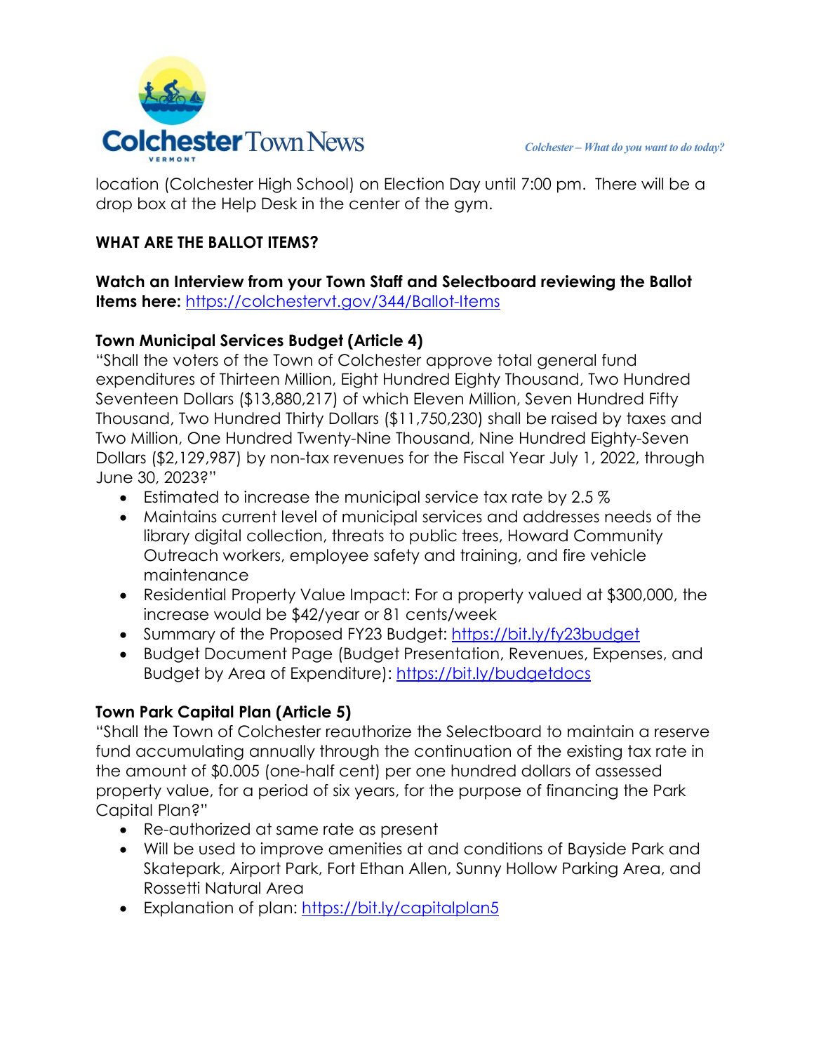location (Colchester High School) on Election Day until 7:00 pm. There will be a drop box at the Help Desk in the center of the gym.

**WHAT ARE THE BALLOT ITEMS?**

**Watch an Interview from your Town Staff and Selectboard reviewing the Ballot Items here:** https://colchestervt.gov/344/Ballot-Items

**Town Municipal Services Budget (Article 4)**

"Shall the voters of the Town of Colchester approve total general fund expenditures of Thirteen Million, Eight Hundred Eighty Thousand, Two Hundred Seventeen Dollars ($13,880,217) of which Eleven Million, Seven Hundred Fifty Thousand, Two Hundred Thirty Dollars ($11,750,230) shall be raised by taxes and Two Million, One Hundred Twenty-Nine Thousand, Nine Hundred Eighty-Seven Dollars ($2,129,987) by non-tax revenues for the Fiscal Year July 1, 2022, through June 30, 2023?"

- Estimated to increase the municipal service tax rate by 2.5 %
- Maintains current level of municipal services and addresses needs of the library digital collection, threats to public trees, Howard Community Outreach workers, employee safety and training, and fire vehicle maintenance
- Residential Property Value Impact: For a property valued at $300,000, the increase would be $42/year or 81 cents/week
- Summary of the Proposed FY23 Budget: https://bit.ly/fy23budget
- Budget Document Page (Budget Presentation, Revenues, Expenses, and Budget by Area of Expenditure): https://bit.ly/budgetdocs

**Town Park Capital Plan (Article 5)**

"Shall the Town of Colchester reauthorize the Selectboard to maintain a reserve fund accumulating annually through the continuation of the existing tax rate in the amount of $0.005 (one-half cent) per one hundred dollars of assessed property value, for a period of six years, for the purpose of financing the Park Capital Plan?"

- Re-authorized at same rate as present
- Will be used to improve amenities at and conditions of Bayside Park and Skatepark, Airport Park, Fort Ethan Allen, Sunny Hollow Parking Area, and Rossetti Natural Area
- Explanation of plan: https://bit.ly/capitalplan5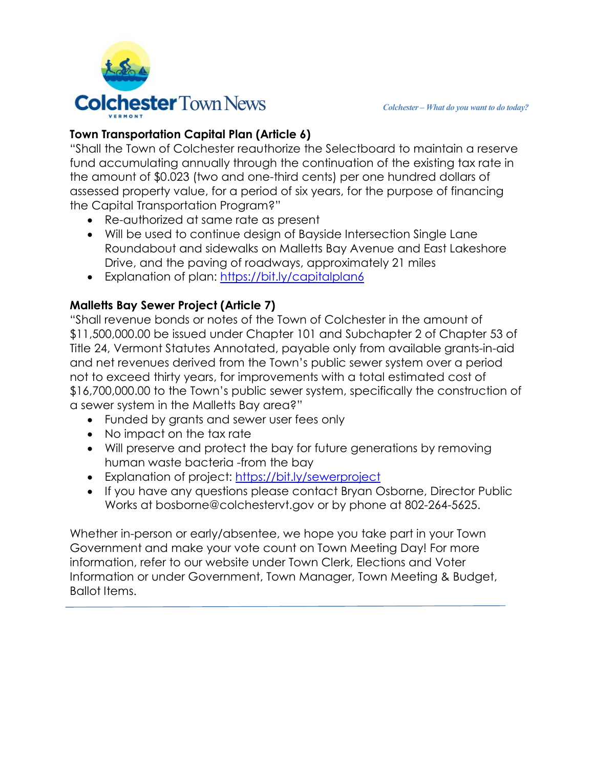## Town Transportation Capital Plan (Article 6)

"Shall the Town of Colchester reauthorize the Selectboard to maintain a reserve fund accumulating annually through the continuation of the existing tax rate in the amount of $0.023 (two and one-third cents) per one hundred dollars of assessed property value, for a period of six years, for the purpose of financing the Capital Transportation Program?"

- Re-authorized at same rate as present
- Will be used to continue design of Bayside Intersection Single Lane Roundabout and sidewalks on Malletts Bay Avenue and East Lakeshore Drive, and the paving of roadways, approximately 21 miles
- Explanation of plan: [https://bit.ly/capitalplan6](https://bit.ly/capitalplan6)

## Malletts Bay Sewer Project (Article 7)

"Shall revenue bonds or notes of the Town of Colchester in the amount of $11,500,000.00 be issued under Chapter 101 and Subchapter 2 of Chapter 53 of Title 24, Vermont Statutes Annotated, payable only from available grants-in-aid and net revenues derived from the Town's public sewer system over a period not to exceed thirty years, for improvements with a total estimated cost of $16,700,000.00 to the Town's public sewer system, specifically the construction of a sewer system in the Malletts Bay area?"

- Funded by grants and sewer user fees only
- No impact on the tax rate
- Will preserve and protect the bay for future generations by removing human waste bacteria -from the bay
- Explanation of project: [https://bit.ly/sewerproject](https://bit.ly/sewerproject)
- If you have any questions please contact Bryan Osborne, Director Public Works at bosborne@colchestervt.gov or by phone at 802-264-5625.

Whether in-person or early/absentee, we hope you take part in your Town Government and make your vote count on Town Meeting Day! For more information, refer to our website under Town Clerk, Elections and Voter Information or under Government, Town Manager, Town Meeting & Budget, Ballot Items.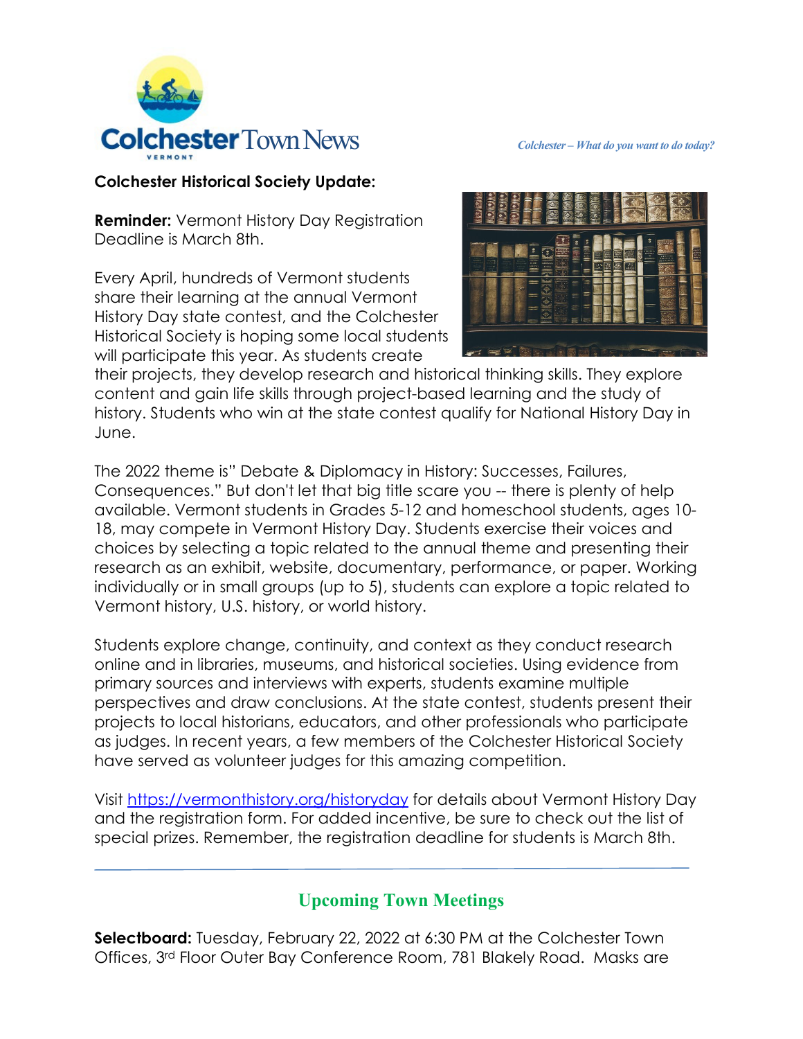**Colchester Historical Society Update:**

**Reminder:** Vermont History Day Registration Deadline is March 8th.

Every April, hundreds of Vermont students share their learning at the annual Vermont History Day state contest, and the Colchester Historical Society is hoping some local students will participate this year. As students create their projects, they develop research and historical thinking skills. They explore content and gain life skills through project-based learning and the study of history. Students who win at the state contest qualify for National History Day in June.

The 2022 theme is" Debate & Diplomacy in History: Successes, Failures, Consequences." But don't let that big title scare you -- there is plenty of help available. Vermont students in Grades 5-12 and homeschool students, ages 10-18, may compete in Vermont History Day. Students exercise their voices and choices by selecting a topic related to the annual theme and presenting their research as an exhibit, website, documentary, performance, or paper. Working individually or in small groups (up to 5), students can explore a topic related to Vermont history, U.S. history, or world history.

Students explore change, continuity, and context as they conduct research online and in libraries, museums, and historical societies. Using evidence from primary sources and interviews with experts, students examine multiple perspectives and draw conclusions. At the state contest, students present their projects to local historians, educators, and other professionals who participate as judges. In recent years, a few members of the Colchester Historical Society have served as volunteer judges for this amazing competition.

Visit https://vermonthistory.org/historyday for details about Vermont History Day and the registration form. For added incentive, be sure to check out the list of special prizes. Remember, the registration deadline for students is March 8th.

---

## Upcoming Town Meetings

**Selectboard:** Tuesday, February 22, 2022 at 6:30 PM at the Colchester Town Offices, 3rd Floor Outer Bay Conference Room, 781 Blakely Road. Masks are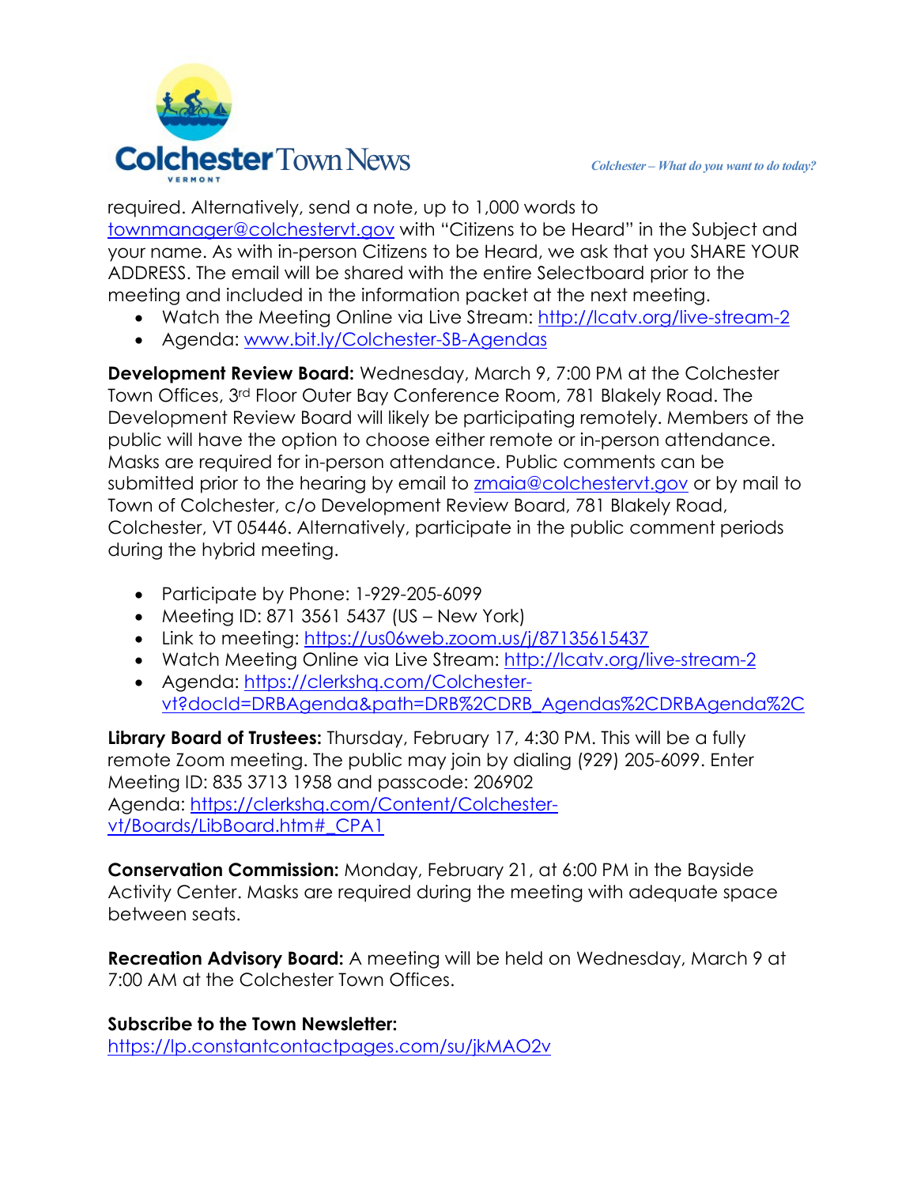required. Alternatively, send a note, up to 1,000 words to townmanager@colchestervt.gov with "Citizens to be Heard" in the Subject and your name. As with in-person Citizens to be Heard, we ask that you SHARE YOUR ADDRESS. The email will be shared with the entire Selectboard prior to the meeting and included in the information packet at the next meeting.

- Watch the Meeting Online via Live Stream: http://lcatv.org/live-stream-2
- Agenda: www.bit.ly/Colchester-SB-Agendas

**Development Review Board:** Wednesday, March 9, 7:00 PM at the Colchester Town Offices, 3rd Floor Outer Bay Conference Room, 781 Blakely Road. The Development Review Board will likely be participating remotely. Members of the public will have the option to choose either remote or in-person attendance. Masks are required for in-person attendance. Public comments can be submitted prior to the hearing by email to zmaia@colchestervt.gov or by mail to Town of Colchester, c/o Development Review Board, 781 Blakely Road, Colchester, VT 05446. Alternatively, participate in the public comment periods during the hybrid meeting.

- Participate by Phone: 1-929-205-6099
- Meeting ID: 871 3561 5437 (US – New York)
- Link to meeting: https://us06web.zoom.us/j/87135615437
- Watch Meeting Online via Live Stream: http://lcatv.org/live-stream-2
- Agenda: https://clerkshq.com/Colchester-vt?docId=DRBAgenda&path=DRB%2CDRB_Agendas%2CDRBAgenda%2C

**Library Board of Trustees:** Thursday, February 17, 4:30 PM. This will be a fully remote Zoom meeting. The public may join by dialing (929) 205-6099. Enter Meeting ID: 835 3713 1958 and passcode: 206902
Agenda: https://clerkshq.com/Content/Colchester-vt/Boards/LibBoard.htm#_CPA1

**Conservation Commission:** Monday, February 21, at 6:00 PM in the Bayside Activity Center. Masks are required during the meeting with adequate space between seats.

**Recreation Advisory Board:** A meeting will be held on Wednesday, March 9 at 7:00 AM at the Colchester Town Offices.

**Subscribe to the Town Newsletter:**
https://lp.constantcontactpages.com/su/jkMAO2v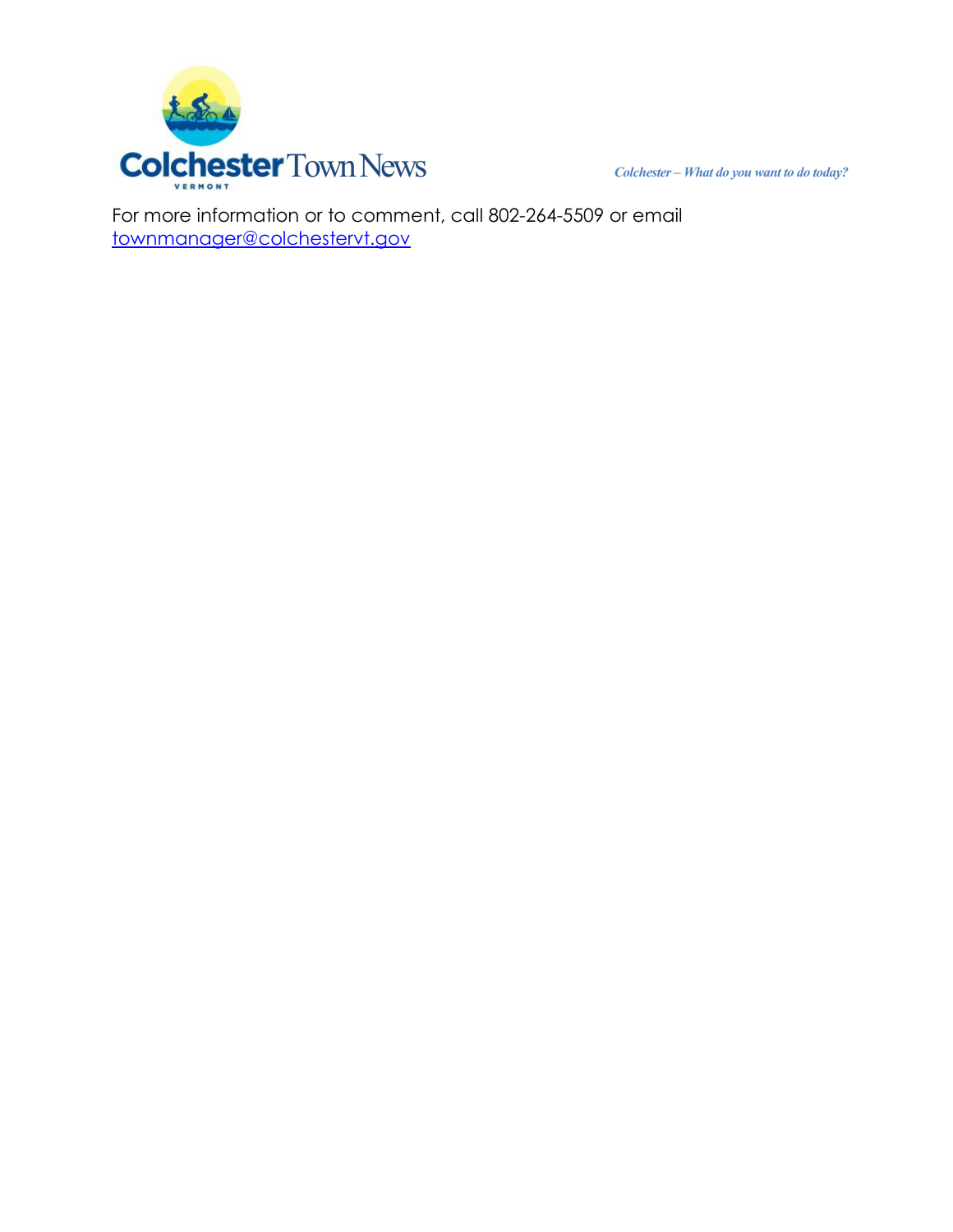Colchester Town News

VERMONT

*Colchester – What do you want to do today?*

For more information or to comment, call 802-264-5509 or email townmanager@colchestervt.gov